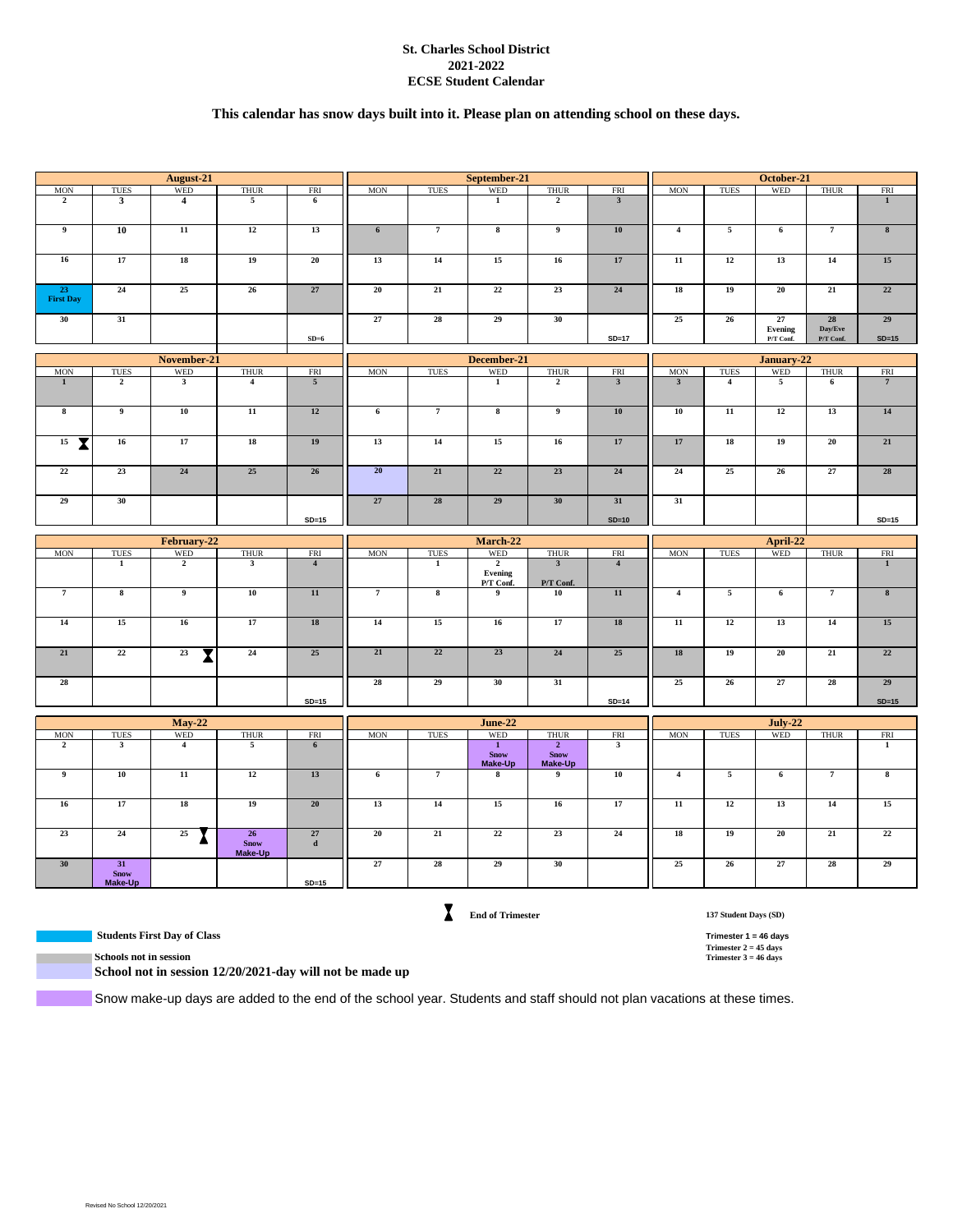**St. Charles School District**
**2021-2022**
**ECSE Student Calendar**

**This calendar has snow days built into it. Please plan on attending school on these days.**

### August-21

| MON | TUES | WED | THUR | FRI |
|---|---|---|---|---|
| 2 | 3 | 4 | 5 | 6 |
| 9 | 10 | 11 | 12 | 13 |
| 16 | 17 | 18 | 19 | 20 |
| 23 First Day | 24 | 25 | 26 | 27 |
| 30 | 31 | | | SD=6 |

### September-21

| MON | TUES | WED | THUR | FRI |
|---|---|---|---|---|
| | | 1 | 2 | 3 |
| 6 | 7 | 8 | 9 | 10 |
| 13 | 14 | 15 | 16 | 17 |
| 20 | 21 | 22 | 23 | 24 |
| 27 | 28 | 29 | 30 | SD=17 |

### October-21

| MON | TUES | WED | THUR | FRI |
|---|---|---|---|---|
| | | | | 1 |
| 4 | 5 | 6 | 7 | 8 |
| 11 | 12 | 13 | 14 | 15 |
| 18 | 19 | 20 | 21 | 22 |
| 25 | 26 | 27 Evening P/T Conf. | 28 Day/Eve P/T Conf. | 29 SD=15 |

### November-21

| MON | TUES | WED | THUR | FRI |
|---|---|---|---|---|
| 1 | 2 | 3 | 4 | 5 |
| 8 | 9 | 10 | 11 | 12 |
| 15 (End of Trimester) | 16 | 17 | 18 | 19 |
| 22 | 23 | 24 | 25 | 26 |
| 29 | 30 | | | SD=15 |

### December-21

| MON | TUES | WED | THUR | FRI |
|---|---|---|---|---|
| | | 1 | 2 | 3 |
| 6 | 7 | 8 | 9 | 10 |
| 13 | 14 | 15 | 16 | 17 |
| 20 | 21 | 22 | 23 | 24 |
| 27 | 28 | 29 | 30 | 31 SD=10 |

### January-22

| MON | TUES | WED | THUR | FRI |
|---|---|---|---|---|
| 3 | 4 | 5 | 6 | 7 |
| 10 | 11 | 12 | 13 | 14 |
| 17 | 18 | 19 | 20 | 21 |
| 24 | 25 | 26 | 27 | 28 |
| 31 | | | | SD=15 |

### February-22

| MON | TUES | WED | THUR | FRI |
|---|---|---|---|---|
| | 1 | 2 | 3 | 4 |
| 7 | 8 | 9 | 10 | 11 |
| 14 | 15 | 16 | 17 | 18 |
| 21 | 22 | 23 (End of Trimester) | 24 | 25 |
| 28 | | | | SD=15 |

### March-22

| MON | TUES | WED | THUR | FRI |
|---|---|---|---|---|
| | 1 | 2 Evening P/T Conf. | 3 P/T Conf. | 4 |
| 7 | 8 | 9 | 10 | 11 |
| 14 | 15 | 16 | 17 | 18 |
| 21 | 22 | 23 | 24 | 25 |
| 28 | 29 | 30 | 31 | SD=14 |

### April-22

| MON | TUES | WED | THUR | FRI |
|---|---|---|---|---|
| | | | | 1 |
| 4 | 5 | 6 | 7 | 8 |
| 11 | 12 | 13 | 14 | 15 |
| 18 | 19 | 20 | 21 | 22 |
| 25 | 26 | 27 | 28 | 29 SD=15 |

### May-22

| MON | TUES | WED | THUR | FRI |
|---|---|---|---|---|
| 2 | 3 | 4 | 5 | 6 |
| 9 | 10 | 11 | 12 | 13 |
| 16 | 17 | 18 | 19 | 20 |
| 23 | 24 | 25 (End of Trimester) | 26 Snow Make-Up | 27 d |
| 30 | 31 Snow Make-Up | | | SD=15 |

### June-22

| MON | TUES | WED | THUR | FRI |
|---|---|---|---|---|
| | | 1 Snow Make-Up | 2 Snow Make-Up | 3 |
| 6 | 7 | 8 | 9 | 10 |
| 13 | 14 | 15 | 16 | 17 |
| 20 | 21 | 22 | 23 | 24 |
| 27 | 28 | 29 | 30 | |

### July-22

| MON | TUES | WED | THUR | FRI |
|---|---|---|---|---|
| | | | | 1 |
| 4 | 5 | 6 | 7 | 8 |
| 11 | 12 | 13 | 14 | 15 |
| 18 | 19 | 20 | 21 | 22 |
| 25 | 26 | 27 | 28 | 29 |

**End of Trimester** (hourglass symbol)

**137 Student Days (SD)**

**Trimester 1 = 46 days**
**Trimester 2 = 45 days**
**Trimester 3 = 46 days**

**Students First Day of Class**

**Schools not in session**

**School not in session 12/20/2021-day will not be made up**

Snow make-up days are added to the end of the school year. Students and staff should not plan vacations at these times.

Revised No School 12/20/2021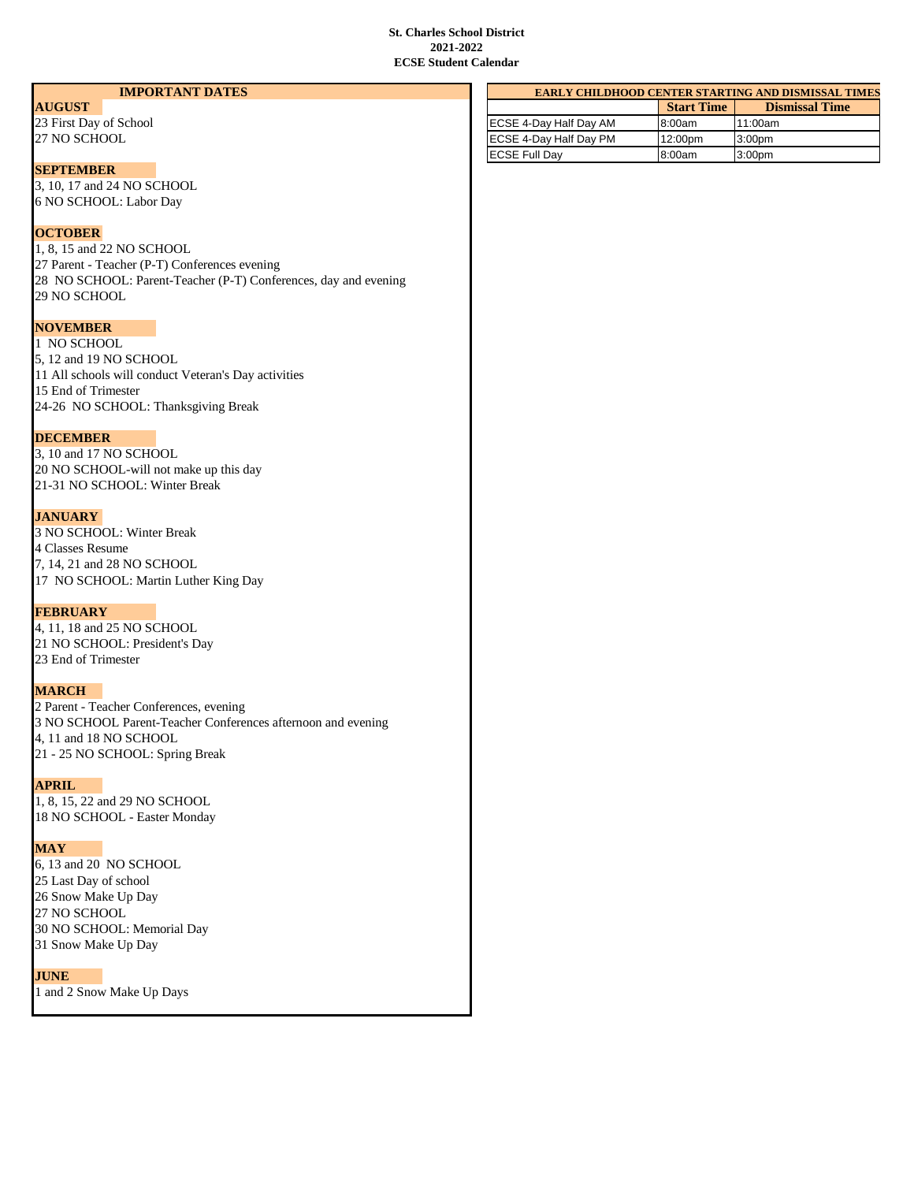**St. Charles School District**
**2021-2022**
**ECSE Student Calendar**

## IMPORTANT DATES

### AUGUST
23 First Day of School
27 NO SCHOOL

### SEPTEMBER
3, 10, 17 and 24 NO SCHOOL
6 NO SCHOOL: Labor Day

### OCTOBER
1, 8, 15 and 22 NO SCHOOL
27 Parent - Teacher (P-T) Conferences evening
28 NO SCHOOL: Parent-Teacher (P-T) Conferences, day and evening
29 NO SCHOOL

### NOVEMBER
1 NO SCHOOL
5, 12 and 19 NO SCHOOL
11 All schools will conduct Veteran's Day activities
15 End of Trimester
24-26 NO SCHOOL: Thanksgiving Break

### DECEMBER
3, 10 and 17 NO SCHOOL
20 NO SCHOOL-will not make up this day
21-31 NO SCHOOL: Winter Break

### JANUARY
3 NO SCHOOL: Winter Break
4 Classes Resume
7, 14, 21 and 28 NO SCHOOL
17 NO SCHOOL: Martin Luther King Day

### FEBRUARY
4, 11, 18 and 25 NO SCHOOL
21 NO SCHOOL: President's Day
23 End of Trimester

### MARCH
2 Parent - Teacher Conferences, evening
3 NO SCHOOL Parent-Teacher Conferences afternoon and evening
4, 11 and 18 NO SCHOOL
21 - 25 NO SCHOOL: Spring Break

### APRIL
1, 8, 15, 22 and 29 NO SCHOOL
18 NO SCHOOL - Easter Monday

### MAY
6, 13 and 20 NO SCHOOL
25 Last Day of school
26 Snow Make Up Day
27 NO SCHOOL
30 NO SCHOOL: Memorial Day
31 Snow Make Up Day

### JUNE
1 and 2 Snow Make Up Days

## EARLY CHILDHOOD CENTER STARTING AND DISMISSAL TIMES

| | Start Time | Dismissal Time |
|---|---|---|
| ECSE 4-Day Half Day AM | 8:00am | 11:00am |
| ECSE 4-Day Half Day PM | 12:00pm | 3:00pm |
| ECSE Full Day | 8:00am | 3:00pm |